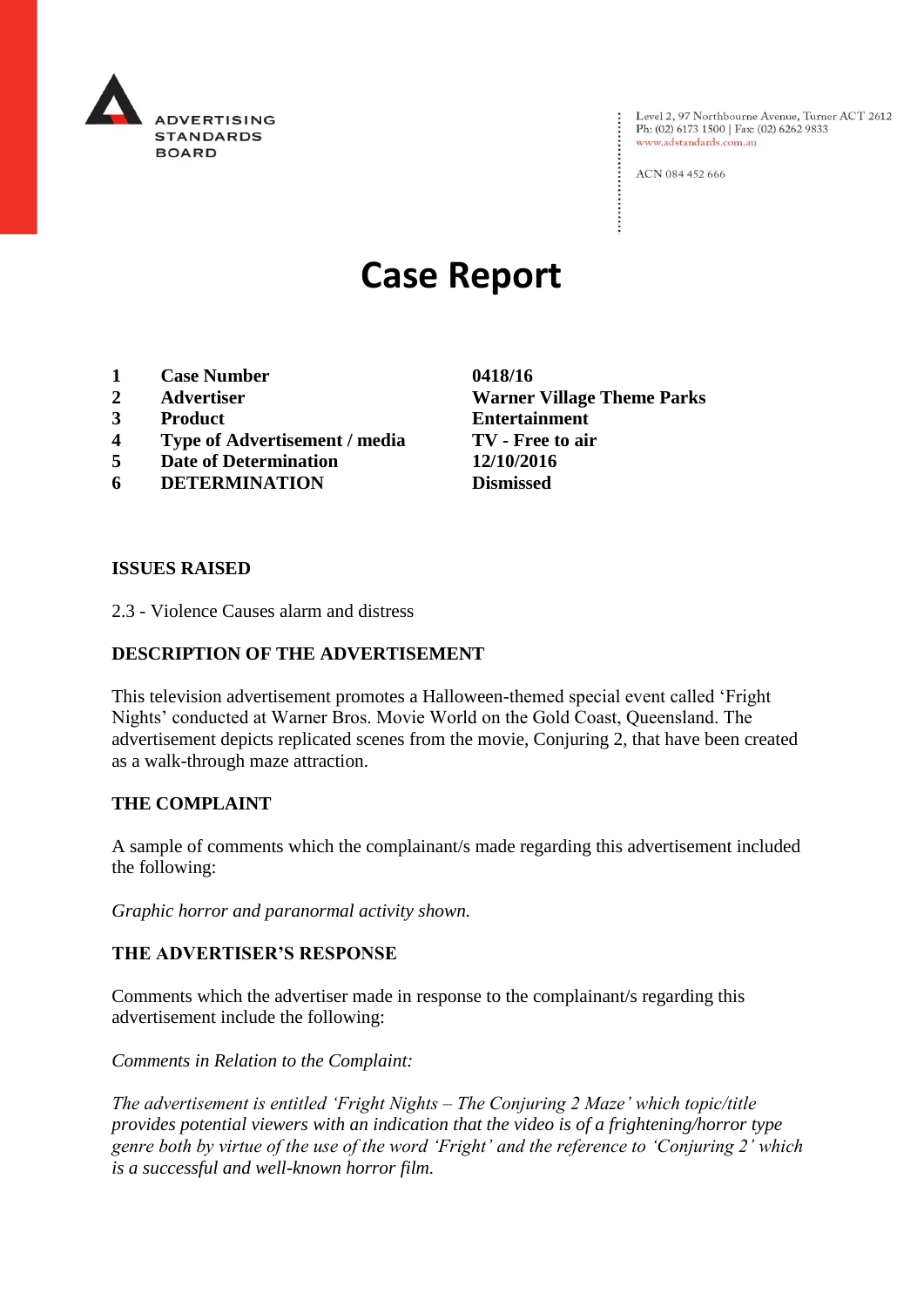ADVERTISING STANDARDS BOARD

Level 2, 97 Northbourne Avenue, Turner ACT 2612
Ph: (02) 6173 1500 | Fax: (02) 6262 9833
www.adstandards.com.au

ACN 084 452 666

# Case Report

| | | |
|---|---|---|
| **1** | **Case Number** | **0418/16** |
| **2** | **Advertiser** | **Warner Village Theme Parks** |
| **3** | **Product** | **Entertainment** |
| **4** | **Type of Advertisement / media** | **TV - Free to air** |
| **5** | **Date of Determination** | **12/10/2016** |
| **6** | **DETERMINATION** | **Dismissed** |

## ISSUES RAISED

2.3 - Violence Causes alarm and distress

## DESCRIPTION OF THE ADVERTISEMENT

This television advertisement promotes a Halloween-themed special event called 'Fright Nights' conducted at Warner Bros. Movie World on the Gold Coast, Queensland. The advertisement depicts replicated scenes from the movie, Conjuring 2, that have been created as a walk-through maze attraction.

## THE COMPLAINT

A sample of comments which the complainant/s made regarding this advertisement included the following:

*Graphic horror and paranormal activity shown.*

## THE ADVERTISER'S RESPONSE

Comments which the advertiser made in response to the complainant/s regarding this advertisement include the following:

*Comments in Relation to the Complaint:*

*The advertisement is entitled 'Fright Nights – The Conjuring 2 Maze' which topic/title provides potential viewers with an indication that the video is of a frightening/horror type genre both by virtue of the use of the word 'Fright' and the reference to 'Conjuring 2' which is a successful and well-known horror film.*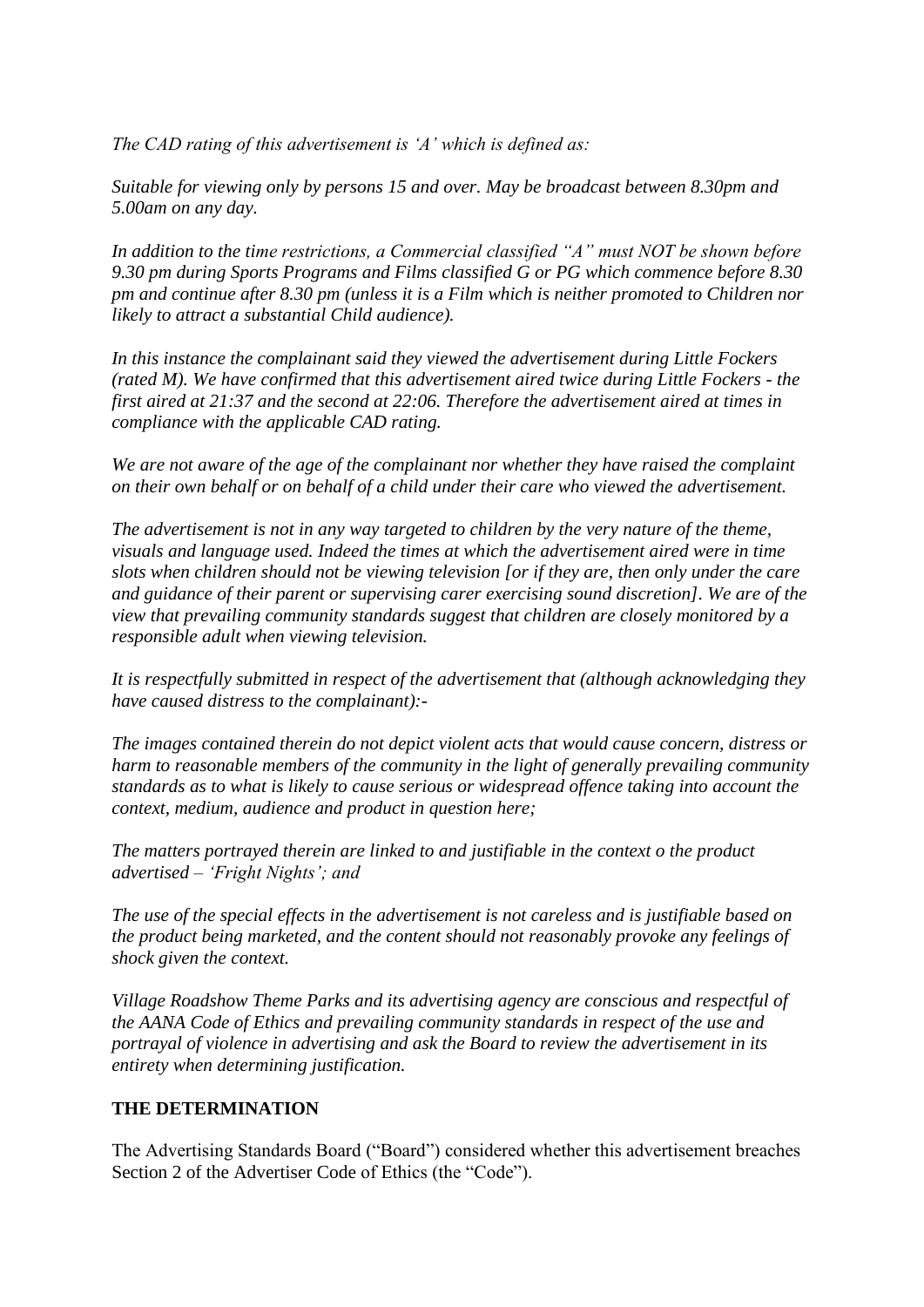*The CAD rating of this advertisement is 'A' which is defined as:*

*Suitable for viewing only by persons 15 and over. May be broadcast between 8.30pm and 5.00am on any day.*

*In addition to the time restrictions, a Commercial classified "A" must NOT be shown before 9.30 pm during Sports Programs and Films classified G or PG which commence before 8.30 pm and continue after 8.30 pm (unless it is a Film which is neither promoted to Children nor likely to attract a substantial Child audience).*

*In this instance the complainant said they viewed the advertisement during Little Fockers (rated M). We have confirmed that this advertisement aired twice during Little Fockers - the first aired at 21:37 and the second at 22:06. Therefore the advertisement aired at times in compliance with the applicable CAD rating.*

*We are not aware of the age of the complainant nor whether they have raised the complaint on their own behalf or on behalf of a child under their care who viewed the advertisement.*

*The advertisement is not in any way targeted to children by the very nature of the theme, visuals and language used. Indeed the times at which the advertisement aired were in time slots when children should not be viewing television [or if they are, then only under the care and guidance of their parent or supervising carer exercising sound discretion]. We are of the view that prevailing community standards suggest that children are closely monitored by a responsible adult when viewing television.*

*It is respectfully submitted in respect of the advertisement that (although acknowledging they have caused distress to the complainant):-*

*The images contained therein do not depict violent acts that would cause concern, distress or harm to reasonable members of the community in the light of generally prevailing community standards as to what is likely to cause serious or widespread offence taking into account the context, medium, audience and product in question here;*

*The matters portrayed therein are linked to and justifiable in the context o the product advertised – 'Fright Nights'; and*

*The use of the special effects in the advertisement is not careless and is justifiable based on the product being marketed, and the content should not reasonably provoke any feelings of shock given the context.*

*Village Roadshow Theme Parks and its advertising agency are conscious and respectful of the AANA Code of Ethics and prevailing community standards in respect of the use and portrayal of violence in advertising and ask the Board to review the advertisement in its entirety when determining justification.*

**THE DETERMINATION**

The Advertising Standards Board ("Board") considered whether this advertisement breaches Section 2 of the Advertiser Code of Ethics (the "Code").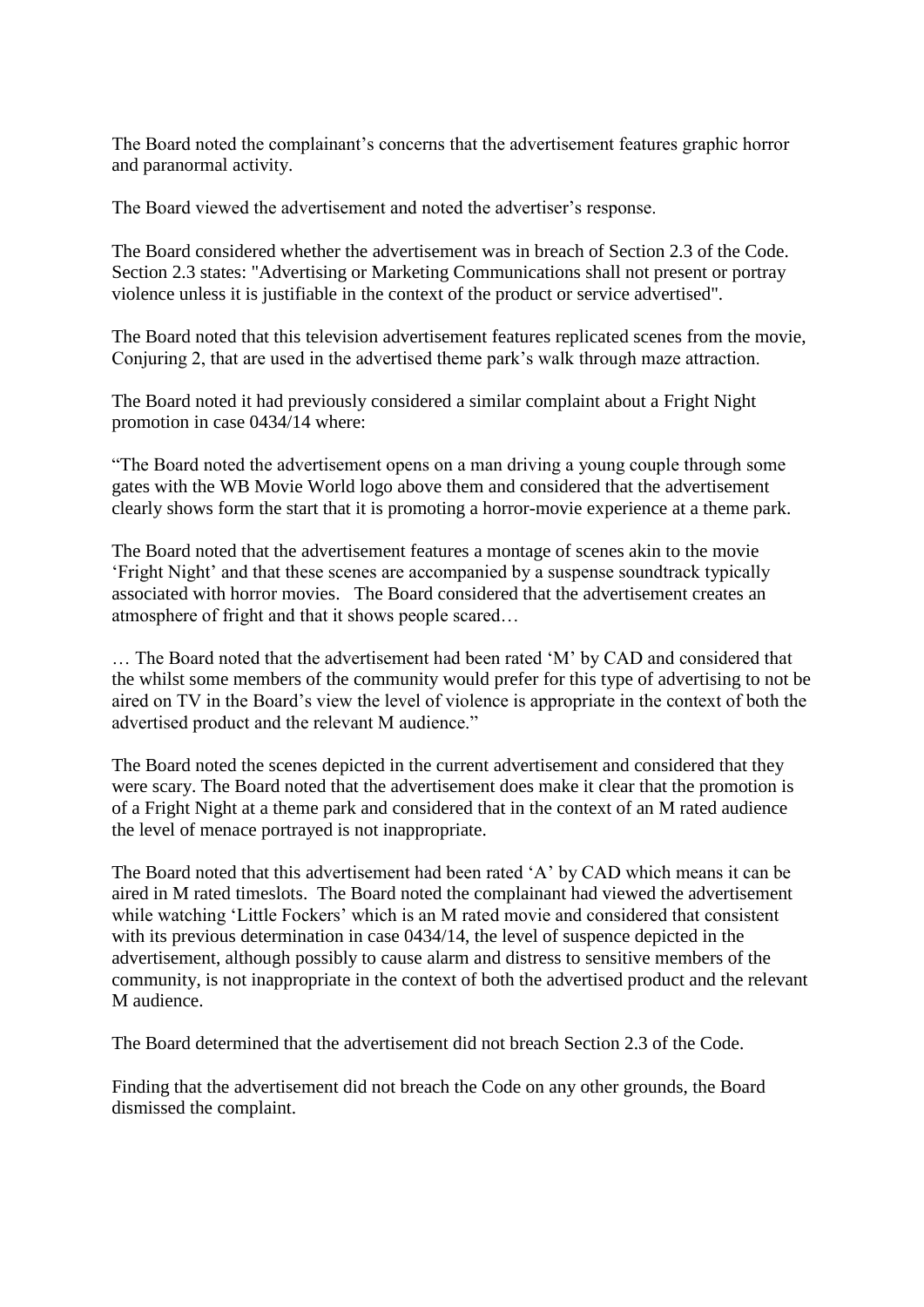The Board noted the complainant’s concerns that the advertisement features graphic horror and paranormal activity.

The Board viewed the advertisement and noted the advertiser’s response.

The Board considered whether the advertisement was in breach of Section 2.3 of the Code. Section 2.3 states: "Advertising or Marketing Communications shall not present or portray violence unless it is justifiable in the context of the product or service advertised".

The Board noted that this television advertisement features replicated scenes from the movie, Conjuring 2, that are used in the advertised theme park’s walk through maze attraction.

The Board noted it had previously considered a similar complaint about a Fright Night promotion in case 0434/14 where:

“The Board noted the advertisement opens on a man driving a young couple through some gates with the WB Movie World logo above them and considered that the advertisement clearly shows form the start that it is promoting a horror-movie experience at a theme park.

The Board noted that the advertisement features a montage of scenes akin to the movie ‘Fright Night’ and that these scenes are accompanied by a suspense soundtrack typically associated with horror movies. The Board considered that the advertisement creates an atmosphere of fright and that it shows people scared…

… The Board noted that the advertisement had been rated ‘M’ by CAD and considered that the whilst some members of the community would prefer for this type of advertising to not be aired on TV in the Board’s view the level of violence is appropriate in the context of both the advertised product and the relevant M audience.”

The Board noted the scenes depicted in the current advertisement and considered that they were scary. The Board noted that the advertisement does make it clear that the promotion is of a Fright Night at a theme park and considered that in the context of an M rated audience the level of menace portrayed is not inappropriate.

The Board noted that this advertisement had been rated ‘A’ by CAD which means it can be aired in M rated timeslots. The Board noted the complainant had viewed the advertisement while watching ‘Little Fockers’ which is an M rated movie and considered that consistent with its previous determination in case 0434/14, the level of suspence depicted in the advertisement, although possibly to cause alarm and distress to sensitive members of the community, is not inappropriate in the context of both the advertised product and the relevant M audience.

The Board determined that the advertisement did not breach Section 2.3 of the Code.

Finding that the advertisement did not breach the Code on any other grounds, the Board dismissed the complaint.